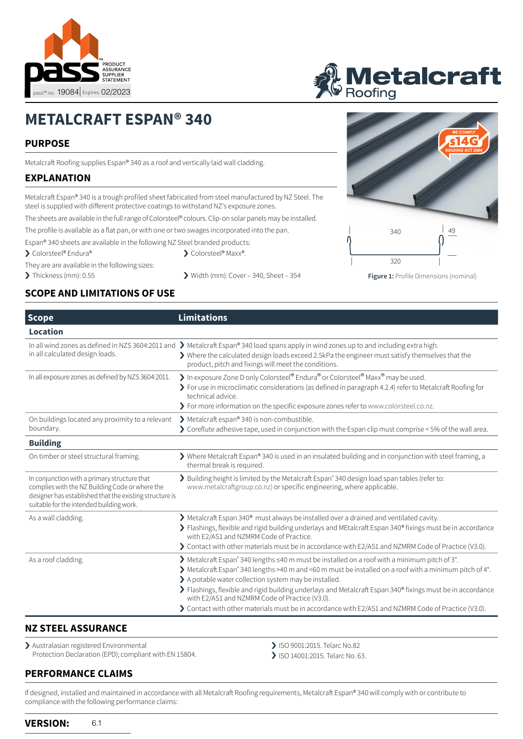pass™ PRODUCT ASSURANCE SUPPLIER STATEMENT

pass™ no: 19084 | Expires: 02/2023

Metalcraft Roofing

# METALCRAFT ESPAN® 340

## PURPOSE

Metalcraft Roofing supplies Espan® 340 as a roof and vertically laid wall cladding.

## EXPLANATION

Metalcraft Espan® 340 is a trough profiled sheet fabricated from steel manufactured by NZ Steel. The steel is supplied with different protective coatings to withstand NZ's exposure zones.

The sheets are available in the full range of Colorsteel® colours. Clip-on solar panels may be installed.

The profile is available as a flat pan, or with one or two swages incorporated into the pan.

Espan® 340 sheets are available in the following NZ Steel branded products:

- Colorsteel® Endura®
- Colorsteel® Maxx®.

They are are available in the following sizes:

- Thickness (mm): 0.55
- Width (mm): Cover – 340, Sheet – 354

340 | 49 | 320

**Figure 1:** Profile Dimensions (nominal)

## SCOPE AND LIMITATIONS OF USE

| Scope | Limitations |
|---|---|
| **Location** | |
| In all wind zones as defined in NZS 3604:2011 and in all calculated design loads. | ❯ Metalcraft Espan® 340 load spans apply in wind zones up to and including extra high.<br>❯ Where the calculated design loads exceed 2.5kPa the engineer must satisfy themselves that the product, pitch and fixings will meet the conditions. |
| In all exposure zones as defined by NZS 3604:2011. | ❯ In exposure Zone D only Colorsteel® Endura® or Colorsteel® Maxx® may be used.<br>❯ For use in microclimatic considerations (as defined in paragraph 4.2.4) refer to Metalcraft Roofing for technical advice.<br>❯ For more information on the specific exposure zones refer to www.colorsteel.co.nz. |
| On buildings located any proximity to a relevant boundary. | ❯ Metalcraft espan® 340 is non-combustible.<br>❯ Coreflute adhesive tape, used in conjunction with the Espan clip must comprise < 5% of the wall area. |
| **Building** | |
| On timber or steel structural framing. | ❯ Where Metalcraft Espan® 340 is used in an insulated building and in conjunction with steel framing, a thermal break is required. |
| In conjunction with a primary structure that complies with the NZ Building Code or where the designer has established that the existing structure is suitable for the intended building work. | ❯ Building height is limited by the Metalcraft Espan® 340 design load span tables (refer to: www.metalcraftgroup.co.nz) or specific engineering, where applicable. |
| As a wall cladding. | ❯ Metalcraft Espan 340® must always be installed over a drained and ventilated cavity.<br>❯ Flashings, flexible and rigid building underlays and MEtalcraft Espan 340® fixings must be in accordance with E2/AS1 and NZMRM Code of Practice.<br>❯ Contact with other materials must be in accordance with E2/AS1 and NZMRM Code of Practice (V3.0). |
| As a roof cladding. | ❯ Metalcraft Espan® 340 lengths ≤40 m must be installed on a roof with a minimum pitch of 3°.<br>❯ Metalcraft Espan® 340 lengths >40 m and <60 m must be installed on a roof with a minimum pitch of 4°.<br>❯ A potable water collection system may be installed.<br>❯ Flashings, flexible and rigid building underlays and Metalcraft Espan 340® fixings must be in accordance with E2/AS1 and NZMRM Code of Practice (V3.0).<br>❯ Contact with other materials must be in accordance with E2/AS1 and NZMRM Code of Practice (V3.0). |

## NZ STEEL ASSURANCE

- Australasian registered Environmental Protection Declaration (EPD); compliant with EN 15804.
- ISO 9001:2015. Telarc No.82
- ISO 14001:2015. Telarc No. 63.

## PERFORMANCE CLAIMS

If designed, installed and maintained in accordance with all Metalcraft Roofing requirements, Metalcraft Espan® 340 will comply with or contribute to compliance with the following performance claims:

**VERSION:** 6.1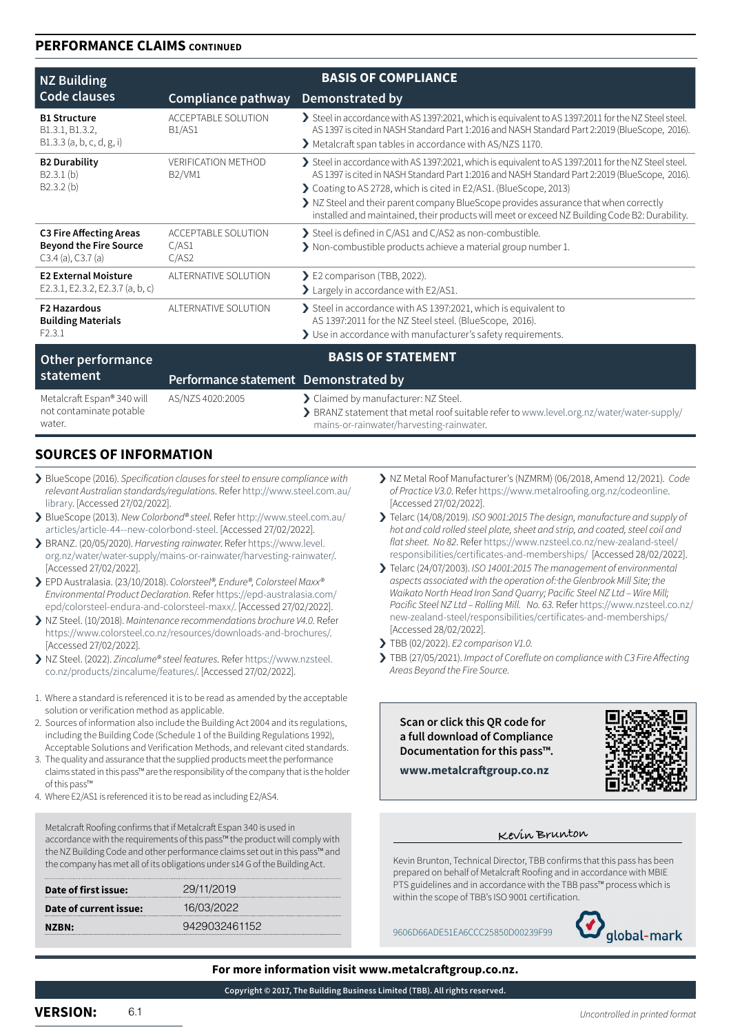## PERFORMANCE CLAIMS CONTINUED

| NZ Building Code clauses | BASIS OF COMPLIANCE | |
|---|---|---|
| | **Compliance pathway** | **Demonstrated by** |
| **B1 Structure** B1.3.1, B1.3.2, B1.3.3 (a, b, c, d, g, i) | ACCEPTABLE SOLUTION B1/AS1 | ❯ Steel in accordance with AS 1397:2021, which is equivalent to AS 1397:2011 for the NZ Steel steel. AS 1397 is cited in NASH Standard Part 1:2016 and NASH Standard Part 2:2019 (BlueScope, 2016).<br>❯ Metalcraft span tables in accordance with AS/NZS 1170. |
| **B2 Durability** B2.3.1 (b) B2.3.2 (b) | VERIFICATION METHOD B2/VM1 | ❯ Steel in accordance with AS 1397:2021, which is equivalent to AS 1397:2011 for the NZ Steel steel. AS 1397 is cited in NASH Standard Part 1:2016 and NASH Standard Part 2:2019 (BlueScope, 2016).<br>❯ Coating to AS 2728, which is cited in E2/AS1. (BlueScope, 2013)<br>❯ NZ Steel and their parent company BlueScope provides assurance that when correctly installed and maintained, their products will meet or exceed NZ Building Code B2: Durability. |
| **C3 Fire Affecting Areas Beyond the Fire Source** C3.4 (a), C3.7 (a) | ACCEPTABLE SOLUTION C/AS1 C/AS2 | ❯ Steel is defined in C/AS1 and C/AS2 as non-combustible.<br>❯ Non-combustible products achieve a material group number 1. |
| **E2 External Moisture** E2.3.1, E2.3.2, E2.3.7 (a, b, c) | ALTERNATIVE SOLUTION | ❯ E2 comparison (TBB, 2022).<br>❯ Largely in accordance with E2/AS1. |
| **F2 Hazardous Building Materials** F2.3.1 | ALTERNATIVE SOLUTION | ❯ Steel in accordance with AS 1397:2021, which is equivalent to AS 1397:2011 for the NZ Steel steel. (BlueScope, 2016).<br>❯ Use in accordance with manufacturer's safety requirements. |

| Other performance statement | BASIS OF STATEMENT | |
|---|---|---|
| | **Performance statement** | **Demonstrated by** |
| Metalcraft Espan® 340 will not contaminate potable water. | AS/NZS 4020:2005 | ❯ Claimed by manufacturer: NZ Steel.<br>❯ BRANZ statement that metal roof suitable refer to www.level.org.nz/water/water-supply/mains-or-rainwater/harvesting-rainwater. |

## SOURCES OF INFORMATION

- BlueScope (2016). *Specification clauses for steel to ensure compliance with relevant Australian standards/regulations*. Refer http://www.steel.com.au/library. [Accessed 27/02/2022].
- BlueScope (2013). *New Colorbond® steel*. Refer http://www.steel.com.au/articles/article-44--new-colorbond-steel. [Accessed 27/02/2022].
- BRANZ. (20/05/2020). *Harvesting rainwater*. Refer https://www.level.org.nz/water/water-supply/mains-or-rainwater/harvesting-rainwater/. [Accessed 27/02/2022].
- EPD Australasia. (23/10/2018). *Colorsteel®, Endure®, Colorsteel Maxx® Environmental Product Declaration*. Refer https://epd-australasia.com/epd/colorsteel-endura-and-colorsteel-maxx/. [Accessed 27/02/2022].
- NZ Steel. (10/2018). *Maintenance recommendations brochure V4.0*. Refer https://www.colorsteel.co.nz/resources/downloads-and-brochures/. [Accessed 27/02/2022].
- NZ Steel. (2022). *Zincalume® steel features*. Refer https://www.nzsteel.co.nz/products/zincalume/features/. [Accessed 27/02/2022].
- NZ Metal Roof Manufacturer's (NZMRM) (06/2018, Amend 12/2021). *Code of Practice V3.0*. Refer https://www.metalroofing.org.nz/codeonline. [Accessed 27/02/2022].
- Telarc (14/08/2019). *ISO 9001:2015 The design, manufacture and supply of hot and cold rolled steel plate, sheet and strip, and coated, steel coil and flat sheet. No 82*. Refer https://www.nzsteel.co.nz/new-zealand-steel/responsibilities/certificates-and-memberships/ [Accessed 28/02/2022].
- Telarc (24/07/2003). *ISO 14001:2015 The management of environmental aspects associated with the operation of: the Glenbrook Mill Site; the Waikato North Head Iron Sand Quarry; Pacific Steel NZ Ltd – Wire Mill; Pacific Steel NZ Ltd – Rolling Mill. No. 63*. Refer https://www.nzsteel.co.nz/new-zealand-steel/responsibilities/certificates-and-memberships/ [Accessed 28/02/2022].
- TBB (02/2022). *E2 comparison V1.0*.
- TBB (27/05/2021). *Impact of Coreflute on compliance with C3 Fire Affecting Areas Beyond the Fire Source*.

1. Where a standard is referenced it is to be read as amended by the acceptable solution or verification method as applicable.
2. Sources of information also include the Building Act 2004 and its regulations, including the Building Code (Schedule 1 of the Building Regulations 1992), Acceptable Solutions and Verification Methods, and relevant cited standards.
3. The quality and assurance that the supplied products meet the performance claims stated in this pass™ are the responsibility of the company that is the holder of this pass™
4. Where E2/AS1 is referenced it is to be read as including E2/AS4.

Metalcraft Roofing confirms that if Metalcraft Espan 340 is used in accordance with the requirements of this pass™ the product will comply with the NZ Building Code and other performance claims set out in this pass™ and the company has met all of its obligations under s14 G of the Building Act.

| | |
|---|---|
| **Date of first issue:** | 29/11/2019 |
| **Date of current issue:** | 16/03/2022 |
| **NZBN:** | 9429032461152 |

**Scan or click this QR code for a full download of Compliance Documentation for this pass™.**

**www.metalcraftgroup.co.nz**

Kevin Brunton

Kevin Brunton, Technical Director, TBB confirms that this pass has been prepared on behalf of Metalcraft Roofing and in accordance with MBIE PTS guidelines and in accordance with the TBB pass™ process which is within the scope of TBB's ISO 9001 certification.

9606D66ADE51EA6CCC25850D00239F99

global-mark

**For more information visit www.metalcraftgroup.co.nz.**

**Copyright © 2017, The Building Business Limited (TBB). All rights reserved.**

**VERSION:** 6.1

*Uncontrolled in printed format*